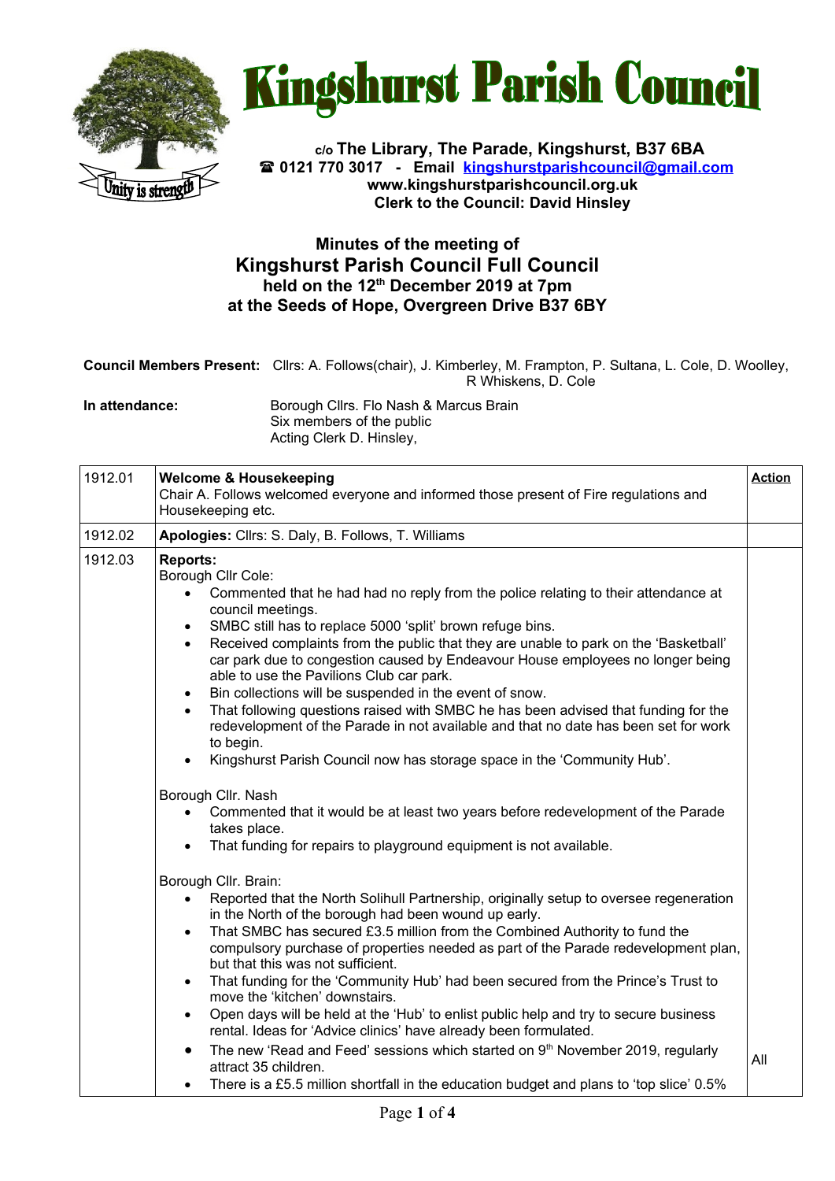# Kingshurst Parish Council

**c/o The Library, The Parade, Kingshurst, B37 6BA**
**☎ 0121 770 3017 - Email kingshurstparishcouncil@gmail.com**
**www.kingshurstparishcouncil.org.uk**
**Clerk to the Council: David Hinsley**

## Minutes of the meeting of Kingshurst Parish Council Full Council held on the 12th December 2019 at 7pm at the Seeds of Hope, Overgreen Drive B37 6BY

**Council Members Present:** Cllrs: A. Follows(chair), J. Kimberley, M. Frampton, P. Sultana, L. Cole, D. Woolley, R Whiskens, D. Cole

**In attendance:** Borough Cllrs. Flo Nash & Marcus Brain
Six members of the public
Acting Clerk D. Hinsley,

| | | **Action** |
|---|---|---|
| 1912.01 | **Welcome & Housekeeping**<br>Chair A. Follows welcomed everyone and informed those present of Fire regulations and Housekeeping etc. | |
| 1912.02 | **Apologies:** Cllrs: S. Daly, B. Follows, T. Williams | |
| 1912.03 | **Reports:**<br>Borough Cllr Cole:<br>• Commented that he had had no reply from the police relating to their attendance at council meetings.<br>• SMBC still has to replace 5000 'split' brown refuge bins.<br>• Received complaints from the public that they are unable to park on the 'Basketball' car park due to congestion caused by Endeavour House employees no longer being able to use the Pavilions Club car park.<br>• Bin collections will be suspended in the event of snow.<br>• That following questions raised with SMBC he has been advised that funding for the redevelopment of the Parade in not available and that no date has been set for work to begin.<br>• Kingshurst Parish Council now has storage space in the 'Community Hub'.<br><br>Borough Cllr. Nash<br>• Commented that it would be at least two years before redevelopment of the Parade takes place.<br>• That funding for repairs to playground equipment is not available.<br><br>Borough Cllr. Brain:<br>• Reported that the North Solihull Partnership, originally setup to oversee regeneration in the North of the borough had been wound up early.<br>• That SMBC has secured £3.5 million from the Combined Authority to fund the compulsory purchase of properties needed as part of the Parade redevelopment plan, but that this was not sufficient.<br>• That funding for the 'Community Hub' had been secured from the Prince's Trust to move the 'kitchen' downstairs.<br>• Open days will be held at the 'Hub' to enlist public help and try to secure business rental. Ideas for 'Advice clinics' have already been formulated.<br>• The new 'Read and Feed' sessions which started on 9th November 2019, regularly attract 35 children.<br>• There is a £5.5 million shortfall in the education budget and plans to 'top slice' 0.5% | All |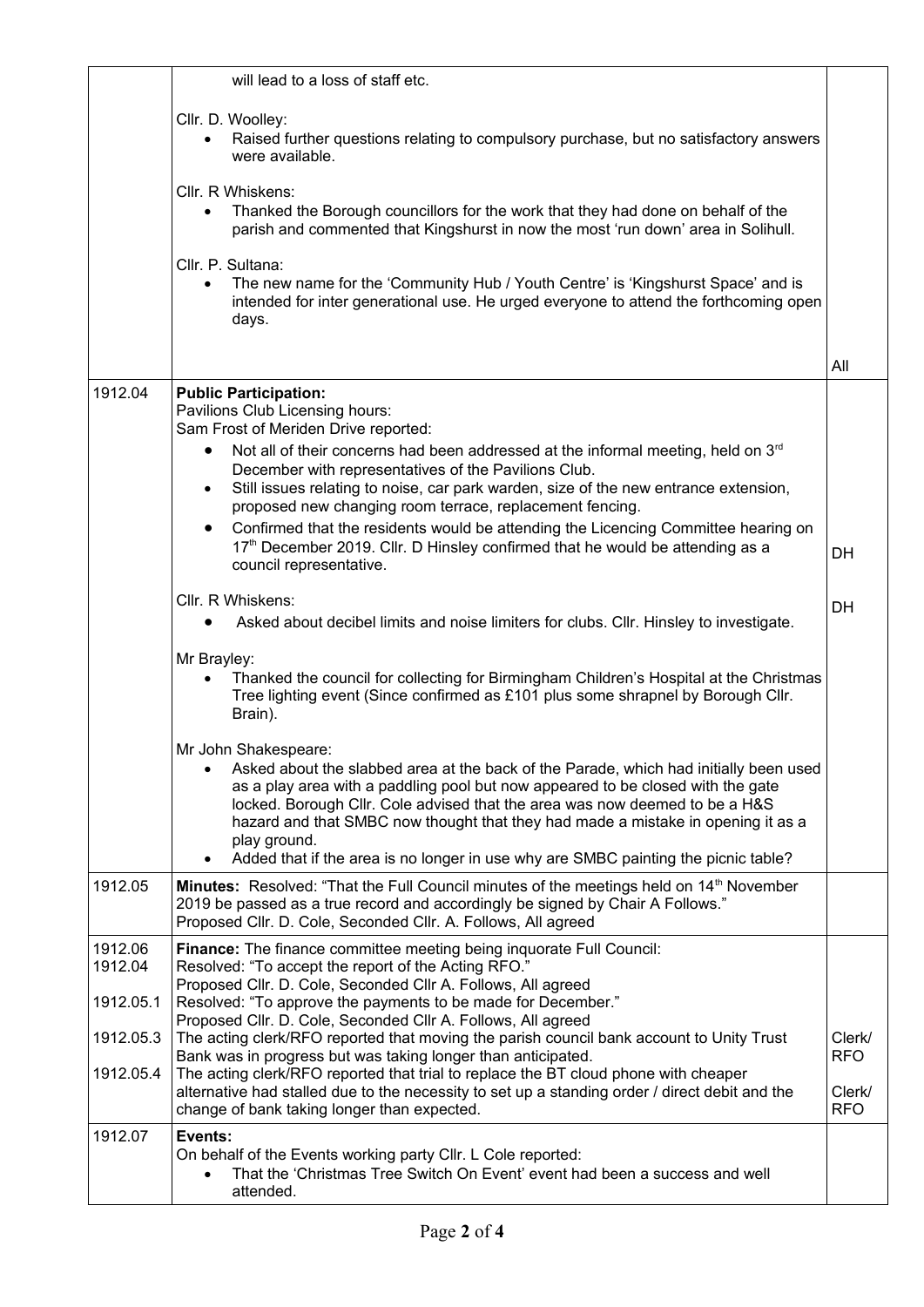| | | |
|---|---|---|
| | will lead to a loss of staff etc.<br><br>Cllr. D. Woolley:<br>• Raised further questions relating to compulsory purchase, but no satisfactory answers were available.<br><br>Cllr. R Whiskens:<br>• Thanked the Borough councillors for the work that they had done on behalf of the parish and commented that Kingshurst in now the most 'run down' area in Solihull.<br><br>Cllr. P. Sultana:<br>• The new name for the 'Community Hub / Youth Centre' is 'Kingshurst Space' and is intended for inter generational use. He urged everyone to attend the forthcoming open days. | All |
| 1912.04 | **Public Participation:**<br>Pavilions Club Licensing hours:<br>Sam Frost of Meriden Drive reported:<br>• Not all of their concerns had been addressed at the informal meeting, held on 3rd December with representatives of the Pavilions Club.<br>• Still issues relating to noise, car park warden, size of the new entrance extension, proposed new changing room terrace, replacement fencing.<br>• Confirmed that the residents would be attending the Licencing Committee hearing on 17th December 2019. Cllr. D Hinsley confirmed that he would be attending as a council representative.<br><br>Cllr. R Whiskens:<br>• Asked about decibel limits and noise limiters for clubs. Cllr. Hinsley to investigate.<br><br>Mr Brayley:<br>• Thanked the council for collecting for Birmingham Children's Hospital at the Christmas Tree lighting event (Since confirmed as £101 plus some shrapnel by Borough Cllr. Brain).<br><br>Mr John Shakespeare:<br>• Asked about the slabbed area at the back of the Parade, which had initially been used as a play area with a paddling pool but now appeared to be closed with the gate locked. Borough Cllr. Cole advised that the area was now deemed to be a H&S hazard and that SMBC now thought that they had made a mistake in opening it as a play ground.<br>• Added that if the area is no longer in use why are SMBC painting the picnic table? | DH<br><br>DH |
| 1912.05 | **Minutes:** Resolved: "That the Full Council minutes of the meetings held on 14th November 2019 be passed as a true record and accordingly be signed by Chair A Follows."<br>Proposed Cllr. D. Cole, Seconded Cllr. A. Follows, All agreed | |
| 1912.06<br>1912.04<br><br>1912.05.1<br><br>1912.05.3<br><br>1912.05.4 | **Finance:** The finance committee meeting being inquorate Full Council:<br>Resolved: "To accept the report of the Acting RFO."<br>Proposed Cllr. D. Cole, Seconded Cllr A. Follows, All agreed<br>Resolved: "To approve the payments to be made for December."<br>Proposed Cllr. D. Cole, Seconded Cllr A. Follows, All agreed<br>The acting clerk/RFO reported that moving the parish council bank account to Unity Trust Bank was in progress but was taking longer than anticipated.<br>The acting clerk/RFO reported that trial to replace the BT cloud phone with cheaper alternative had stalled due to the necessity to set up a standing order / direct debit and the change of bank taking longer than expected. | Clerk/RFO<br><br>Clerk/RFO |
| 1912.07 | **Events:**<br>On behalf of the Events working party Cllr. L Cole reported:<br>• That the 'Christmas Tree Switch On Event' event had been a success and well attended. | |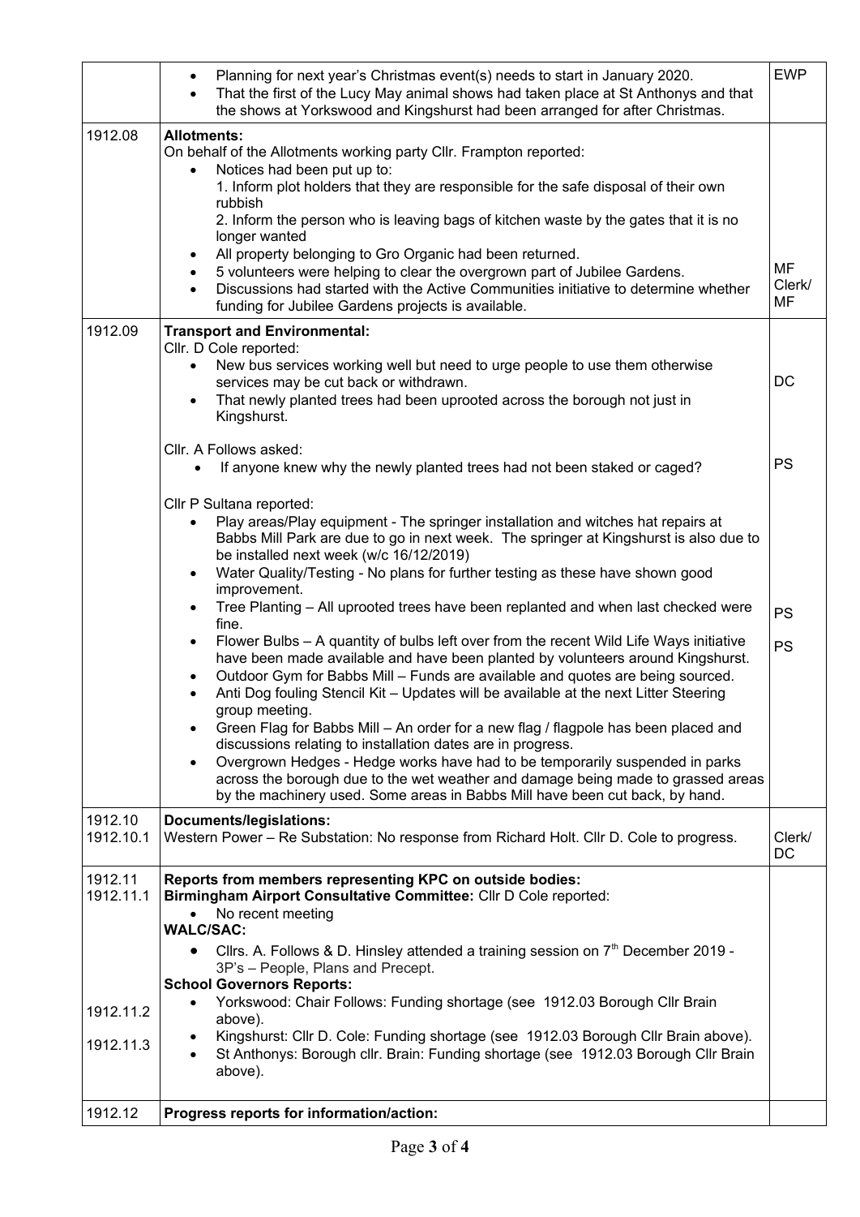| | | |
|---|---|---|
| | • Planning for next year's Christmas event(s) needs to start in January 2020.<br>• That the first of the Lucy May animal shows had taken place at St Anthonys and that the shows at Yorkswood and Kingshurst had been arranged for after Christmas. | EWP |
| 1912.08 | **Allotments:**<br>On behalf of the Allotments working party Cllr. Frampton reported:<br>• Notices had been put up to:<br>1. Inform plot holders that they are responsible for the safe disposal of their own rubbish<br>2. Inform the person who is leaving bags of kitchen waste by the gates that it is no longer wanted<br>• All property belonging to Gro Organic had been returned.<br>• 5 volunteers were helping to clear the overgrown part of Jubilee Gardens.<br>• Discussions had started with the Active Communities initiative to determine whether funding for Jubilee Gardens projects is available. | MF<br>Clerk/<br>MF |
| 1912.09 | **Transport and Environmental:**<br>Cllr. D Cole reported:<br>• New bus services working well but need to urge people to use them otherwise services may be cut back or withdrawn.<br>• That newly planted trees had been uprooted across the borough not just in Kingshurst.<br><br>Cllr. A Follows asked:<br>• If anyone knew why the newly planted trees had not been staked or caged?<br><br>Cllr P Sultana reported:<br>• Play areas/Play equipment - The springer installation and witches hat repairs at Babbs Mill Park are due to go in next week. The springer at Kingshurst is also due to be installed next week (w/c 16/12/2019)<br>• Water Quality/Testing - No plans for further testing as these have shown good improvement.<br>• Tree Planting – All uprooted trees have been replanted and when last checked were fine.<br>• Flower Bulbs – A quantity of bulbs left over from the recent Wild Life Ways initiative have been made available and have been planted by volunteers around Kingshurst.<br>• Outdoor Gym for Babbs Mill – Funds are available and quotes are being sourced.<br>• Anti Dog fouling Stencil Kit – Updates will be available at the next Litter Steering group meeting.<br>• Green Flag for Babbs Mill – An order for a new flag / flagpole has been placed and discussions relating to installation dates are in progress.<br>• Overgrown Hedges - Hedge works have had to be temporarily suspended in parks across the borough due to the wet weather and damage being made to grassed areas by the machinery used. Some areas in Babbs Mill have been cut back, by hand. | DC<br><br>PS<br><br>PS<br>PS |
| 1912.10<br>1912.10.1 | **Documents/legislations:**<br>Western Power – Re Substation: No response from Richard Holt. Cllr D. Cole to progress. | Clerk/<br>DC |
| 1912.11<br>1912.11.1<br><br><br><br><br>1912.11.2<br><br>1912.11.3 | **Reports from members representing KPC on outside bodies:**<br>**Birmingham Airport Consultative Committee:** Cllr D Cole reported:<br>• No recent meeting<br>**WALC/SAC:**<br>• Cllrs. A. Follows & D. Hinsley attended a training session on 7th December 2019 - 3P's – People, Plans and Precept.<br>**School Governors Reports:**<br>• Yorkswood: Chair Follows: Funding shortage (see 1912.03 Borough Cllr Brain above).<br>• Kingshurst: Cllr D. Cole: Funding shortage (see 1912.03 Borough Cllr Brain above).<br>• St Anthonys: Borough cllr. Brain: Funding shortage (see 1912.03 Borough Cllr Brain above). | |
| 1912.12 | **Progress reports for information/action:** | |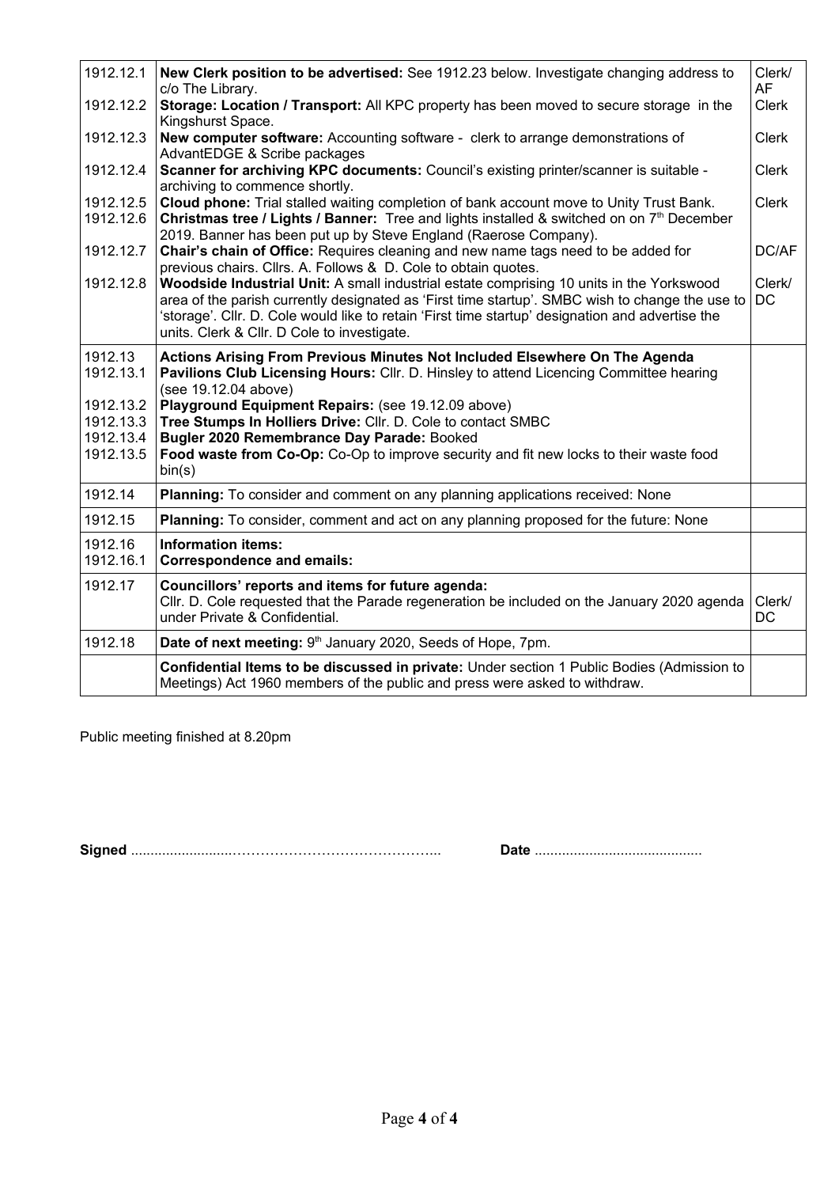| | | |
|---|---|---|
| 1912.12.1 | **New Clerk position to be advertised:** See 1912.23 below. Investigate changing address to c/o The Library. | Clerk/ AF |
| 1912.12.2 | **Storage: Location / Transport:** All KPC property has been moved to secure storage in the Kingshurst Space. | Clerk |
| 1912.12.3 | **New computer software:** Accounting software - clerk to arrange demonstrations of AdvantEDGE & Scribe packages | Clerk |
| 1912.12.4 | **Scanner for archiving KPC documents:** Council's existing printer/scanner is suitable - archiving to commence shortly. | Clerk |
| 1912.12.5 | **Cloud phone:** Trial stalled waiting completion of bank account move to Unity Trust Bank. | Clerk |
| 1912.12.6 | **Christmas tree / Lights / Banner:** Tree and lights installed & switched on on 7th December 2019. Banner has been put up by Steve England (Raerose Company). | |
| 1912.12.7 | **Chair's chain of Office:** Requires cleaning and new name tags need to be added for previous chairs. Cllrs. A. Follows & D. Cole to obtain quotes. | DC/AF |
| 1912.12.8 | **Woodside Industrial Unit:** A small industrial estate comprising 10 units in the Yorkswood area of the parish currently designated as 'First time startup'. SMBC wish to change the use to 'storage'. Cllr. D. Cole would like to retain 'First time startup' designation and advertise the units. Clerk & Cllr. D Cole to investigate. | Clerk/ DC |
| 1912.13 | **Actions Arising From Previous Minutes Not Included Elsewhere On The Agenda** | |
| 1912.13.1 | **Pavilions Club Licensing Hours:** Cllr. D. Hinsley to attend Licencing Committee hearing (see 19.12.04 above) | |
| 1912.13.2 | **Playground Equipment Repairs:** (see 19.12.09 above) | |
| 1912.13.3 | **Tree Stumps In Holliers Drive:** Cllr. D. Cole to contact SMBC | |
| 1912.13.4 | **Bugler 2020 Remembrance Day Parade:** Booked | |
| 1912.13.5 | **Food waste from Co-Op:** Co-Op to improve security and fit new locks to their waste food bin(s) | |
| 1912.14 | **Planning:** To consider and comment on any planning applications received: None | |
| 1912.15 | **Planning:** To consider, comment and act on any planning proposed for the future: None | |
| 1912.16<br>1912.16.1 | **Information items:**<br>**Correspondence and emails:** | |
| 1912.17 | **Councillors' reports and items for future agenda:** Cllr. D. Cole requested that the Parade regeneration be included on the January 2020 agenda under Private & Confidential. | Clerk/ DC |
| 1912.18 | **Date of next meeting:** 9th January 2020, Seeds of Hope, 7pm. | |
| | **Confidential Items to be discussed in private:** Under section 1 Public Bodies (Admission to Meetings) Act 1960 members of the public and press were asked to withdraw. | |

Public meeting finished at 8.20pm

**Signed** ........................................................................ **Date** ..........................................